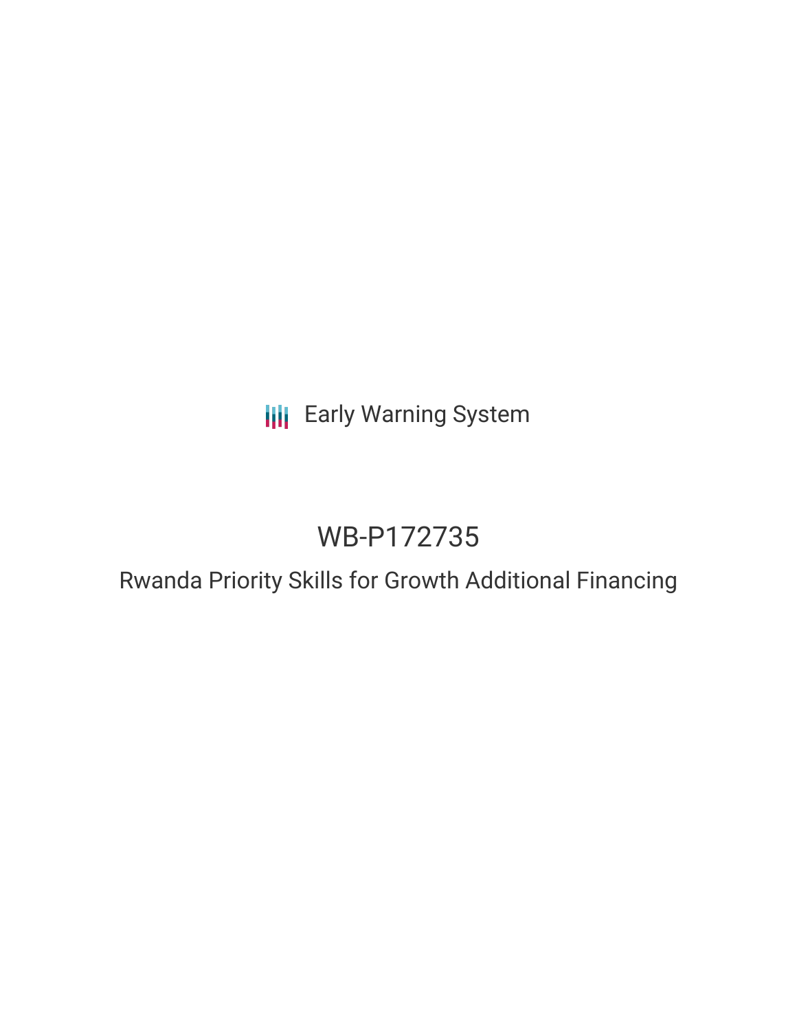Early Warning System

# WB-P172735

## Rwanda Priority Skills for Growth Additional Financing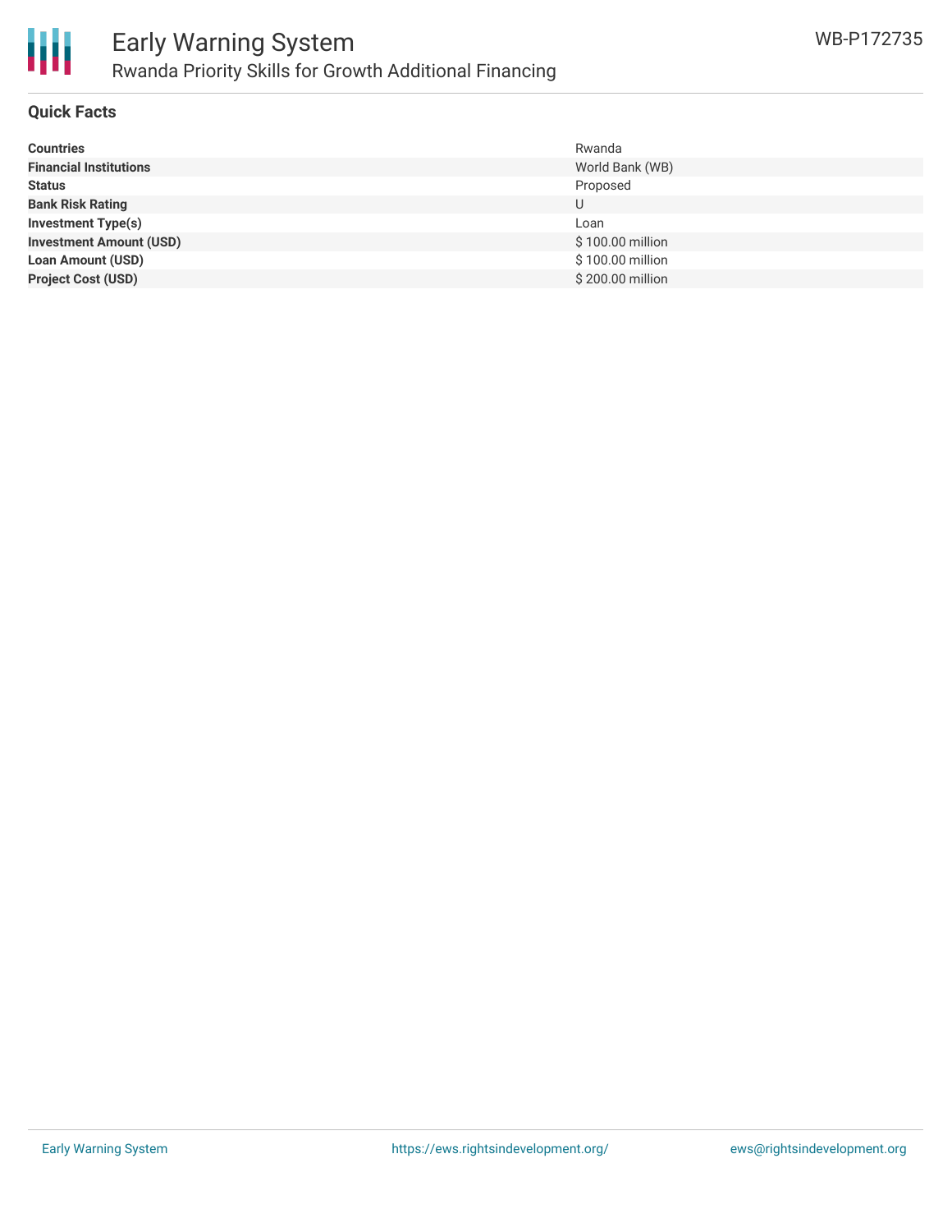## Quick Facts

| | |
|---|---|
| **Countries** | Rwanda |
| **Financial Institutions** | World Bank (WB) |
| **Status** | Proposed |
| **Bank Risk Rating** | U |
| **Investment Type(s)** | Loan |
| **Investment Amount (USD)** | $ 100.00 million |
| **Loan Amount (USD)** | $ 100.00 million |
| **Project Cost (USD)** | $ 200.00 million |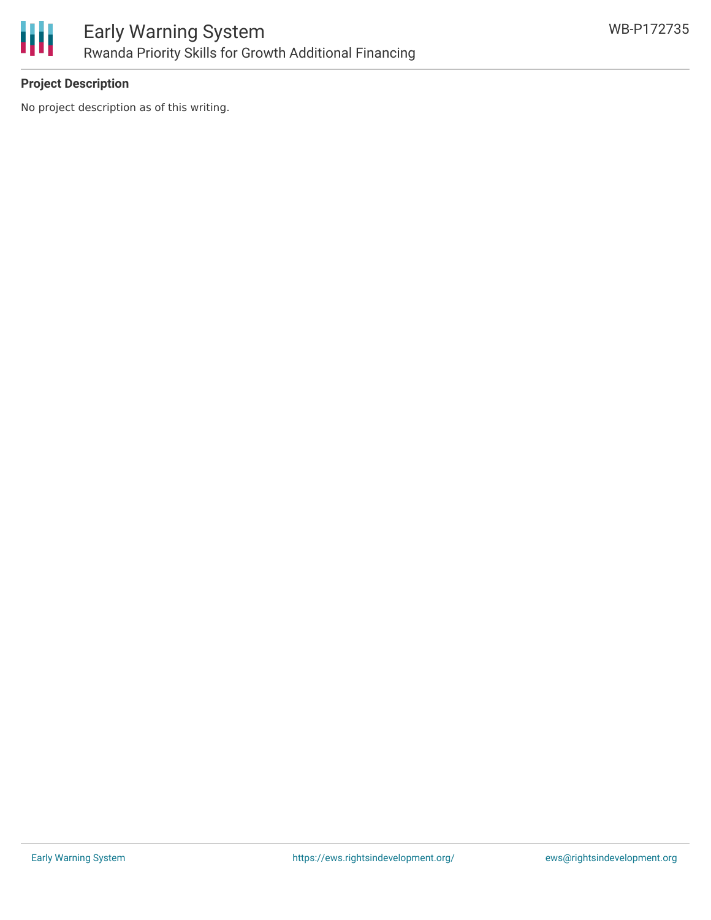## Project Description

No project description as of this writing.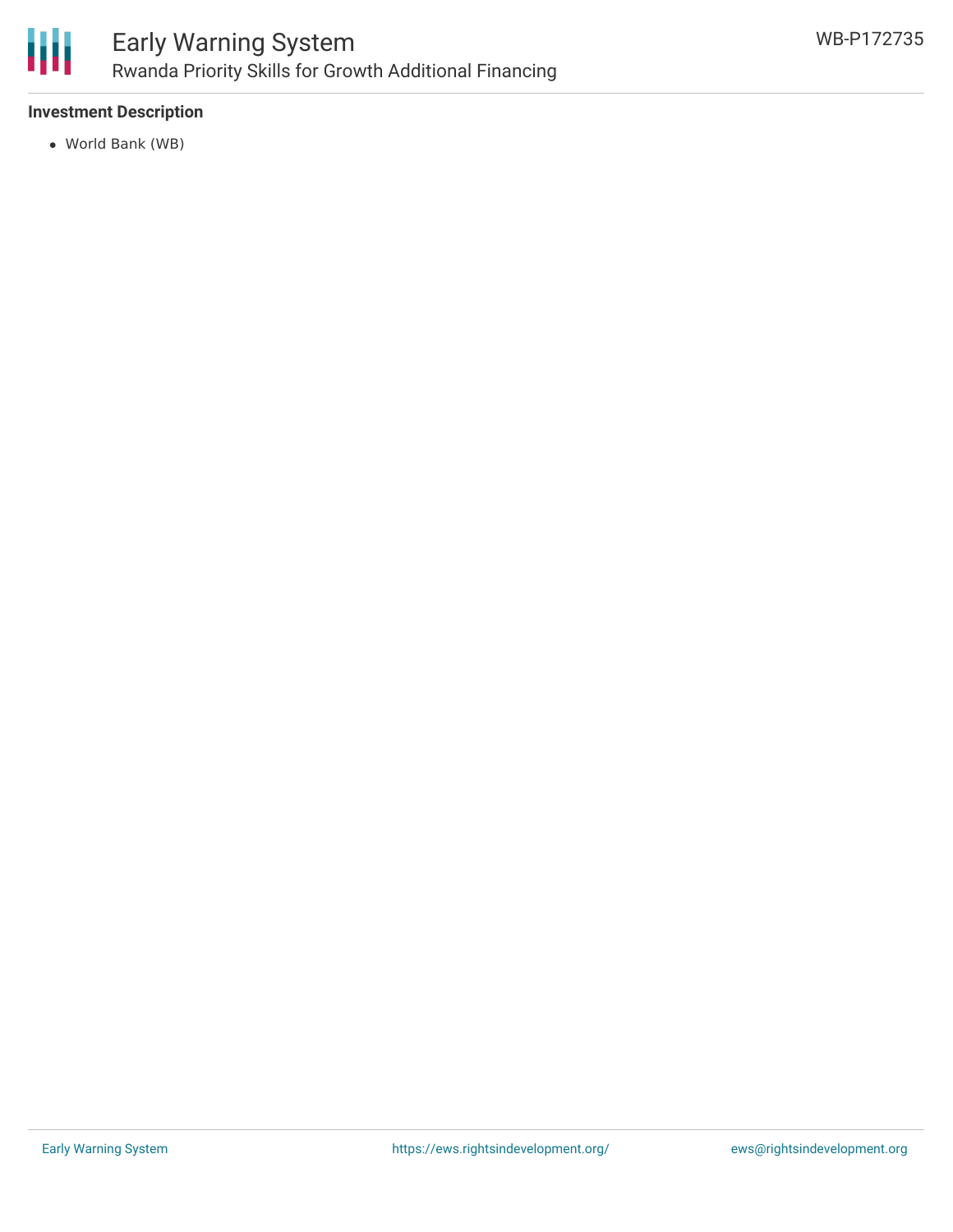### Investment Description

- World Bank (WB)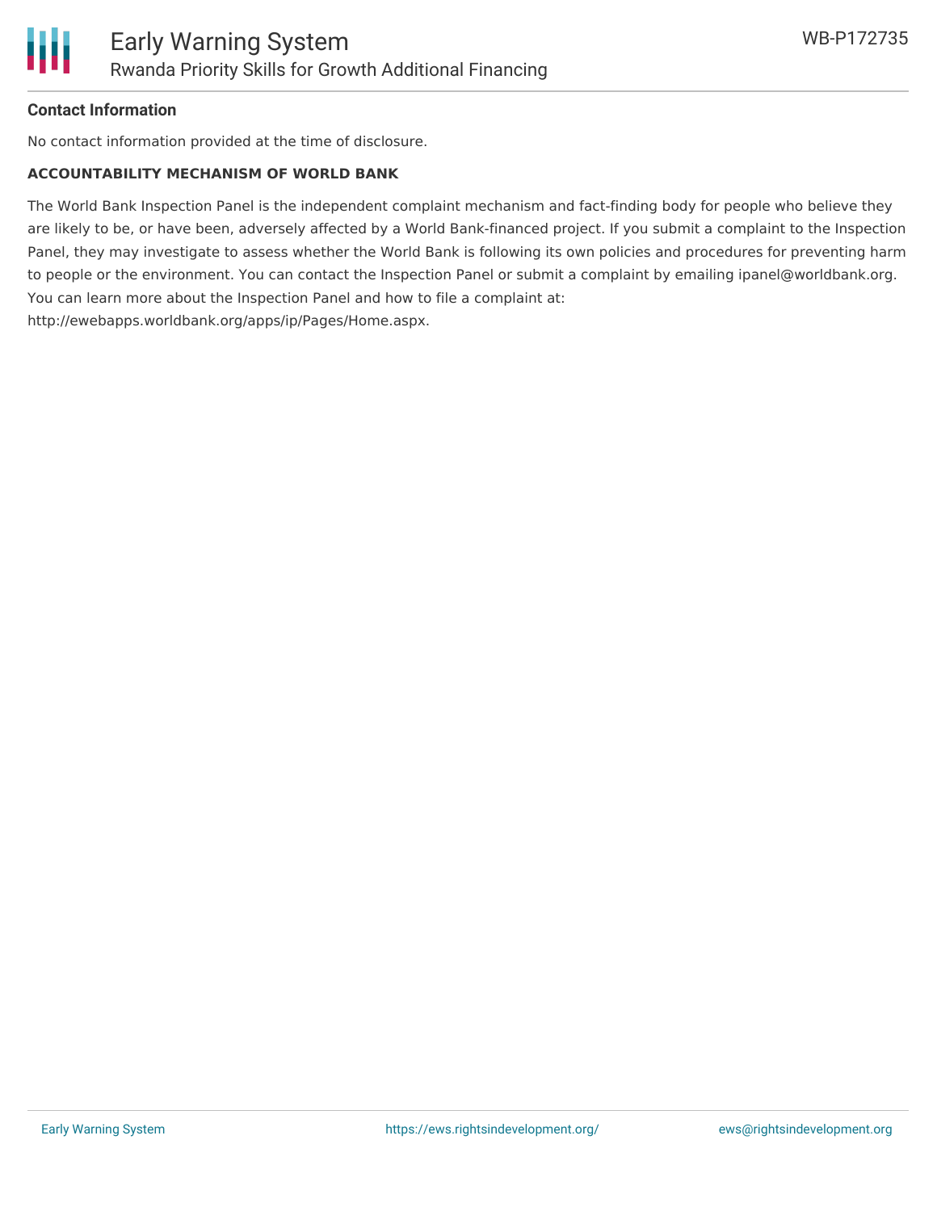**Contact Information**

No contact information provided at the time of disclosure.

**ACCOUNTABILITY MECHANISM OF WORLD BANK**

The World Bank Inspection Panel is the independent complaint mechanism and fact-finding body for people who believe they are likely to be, or have been, adversely affected by a World Bank-financed project. If you submit a complaint to the Inspection Panel, they may investigate to assess whether the World Bank is following its own policies and procedures for preventing harm to people or the environment. You can contact the Inspection Panel or submit a complaint by emailing ipanel@worldbank.org. You can learn more about the Inspection Panel and how to file a complaint at: http://ewebapps.worldbank.org/apps/ip/Pages/Home.aspx.